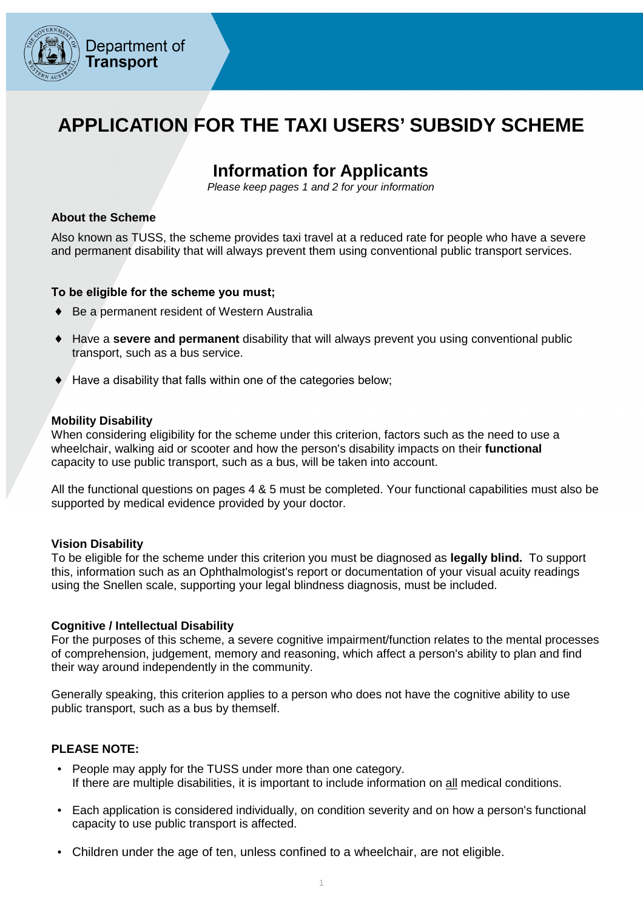Department of Transport

# APPLICATION FOR THE TAXI USERS' SUBSIDY SCHEME

## Information for Applicants

*Please keep pages 1 and 2 for your information*

### About the Scheme

Also known as TUSS, the scheme provides taxi travel at a reduced rate for people who have a severe and permanent disability that will always prevent them using conventional public transport services.

### To be eligible for the scheme you must;

- Be a permanent resident of Western Australia
- Have a **severe and permanent** disability that will always prevent you using conventional public transport, such as a bus service.
- Have a disability that falls within one of the categories below;

### Mobility Disability

When considering eligibility for the scheme under this criterion, factors such as the need to use a wheelchair, walking aid or scooter and how the person's disability impacts on their **functional** capacity to use public transport, such as a bus, will be taken into account.

All the functional questions on pages 4 & 5 must be completed. Your functional capabilities must also be supported by medical evidence provided by your doctor.

### Vision Disability

To be eligible for the scheme under this criterion you must be diagnosed as **legally blind.** To support this, information such as an Ophthalmologist's report or documentation of your visual acuity readings using the Snellen scale, supporting your legal blindness diagnosis, must be included.

### Cognitive / Intellectual Disability

For the purposes of this scheme, a severe cognitive impairment/function relates to the mental processes of comprehension, judgement, memory and reasoning, which affect a person's ability to plan and find their way around independently in the community.

Generally speaking, this criterion applies to a person who does not have the cognitive ability to use public transport, such as a bus by themself.

### PLEASE NOTE:

- People may apply for the TUSS under more than one category. If there are multiple disabilities, it is important to include information on all medical conditions.
- Each application is considered individually, on condition severity and on how a person's functional capacity to use public transport is affected.
- Children under the age of ten, unless confined to a wheelchair, are not eligible.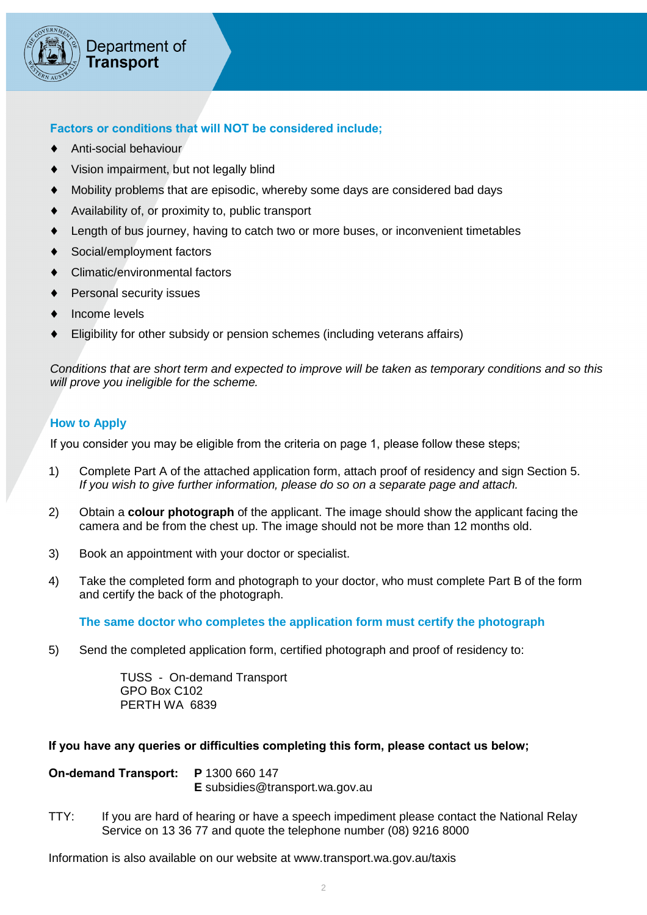## Factors or conditions that will NOT be considered include;

- Anti-social behaviour
- Vision impairment, but not legally blind
- Mobility problems that are episodic, whereby some days are considered bad days
- Availability of, or proximity to, public transport
- Length of bus journey, having to catch two or more buses, or inconvenient timetables
- Social/employment factors
- Climatic/environmental factors
- Personal security issues
- Income levels
- Eligibility for other subsidy or pension schemes (including veterans affairs)

*Conditions that are short term and expected to improve will be taken as temporary conditions and so this will prove you ineligible for the scheme.*

## How to Apply

If you consider you may be eligible from the criteria on page 1, please follow these steps;

1) Complete Part A of the attached application form, attach proof of residency and sign Section 5. *If you wish to give further information, please do so on a separate page and attach.*

2) Obtain a **colour photograph** of the applicant. The image should show the applicant facing the camera and be from the chest up. The image should not be more than 12 months old.

3) Book an appointment with your doctor or specialist.

4) Take the completed form and photograph to your doctor, who must complete Part B of the form and certify the back of the photograph.

   **The same doctor who completes the application form must certify the photograph**

5) Send the completed application form, certified photograph and proof of residency to:

   TUSS - On-demand Transport
   GPO Box C102
   PERTH WA 6839

**If you have any queries or difficulties completing this form, please contact us below;**

**On-demand Transport:** **P** 1300 660 147
**E** subsidies@transport.wa.gov.au

TTY: If you are hard of hearing or have a speech impediment please contact the National Relay Service on 13 36 77 and quote the telephone number (08) 9216 8000

Information is also available on our website at www.transport.wa.gov.au/taxis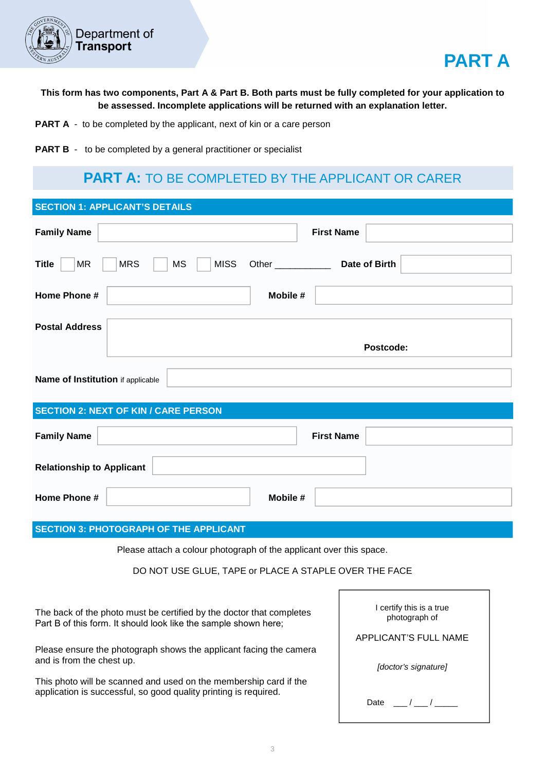Department of Transport

# PART A

**This form has two components, Part A & Part B. Both parts must be fully completed for your application to be assessed. Incomplete applications will be returned with an explanation letter.**

**PART A** - to be completed by the applicant, next of kin or a care person

**PART B** - to be completed by a general practitioner or specialist

## PART A: TO BE COMPLETED BY THE APPLICANT OR CARER

### SECTION 1: APPLICANT'S DETAILS

**Family Name** ____________________ **First Name** ____________________

**Title** ☐ MR ☐ MRS ☐ MS ☐ MISS Other ___________ **Date of Birth** ____________________

**Home Phone #** ____________________ **Mobile #** ____________________

**Postal Address** ____________________ **Postcode:**

**Name of Institution** if applicable ____________________

### SECTION 2: NEXT OF KIN / CARE PERSON

**Family Name** ____________________ **First Name** ____________________

**Relationship to Applicant** ____________________

**Home Phone #** ____________________ **Mobile #** ____________________

### SECTION 3: PHOTOGRAPH OF THE APPLICANT

Please attach a colour photograph of the applicant over this space.

DO NOT USE GLUE, TAPE or PLACE A STAPLE OVER THE FACE

The back of the photo must be certified by the doctor that completes Part B of this form. It should look like the sample shown here;

Please ensure the photograph shows the applicant facing the camera and is from the chest up.

This photo will be scanned and used on the membership card if the application is successful, so good quality printing is required.

> I certify this is a true photograph of
>
> APPLICANT'S FULL NAME
>
> *[doctor's signature]*
>
> Date ___ / ___ / _____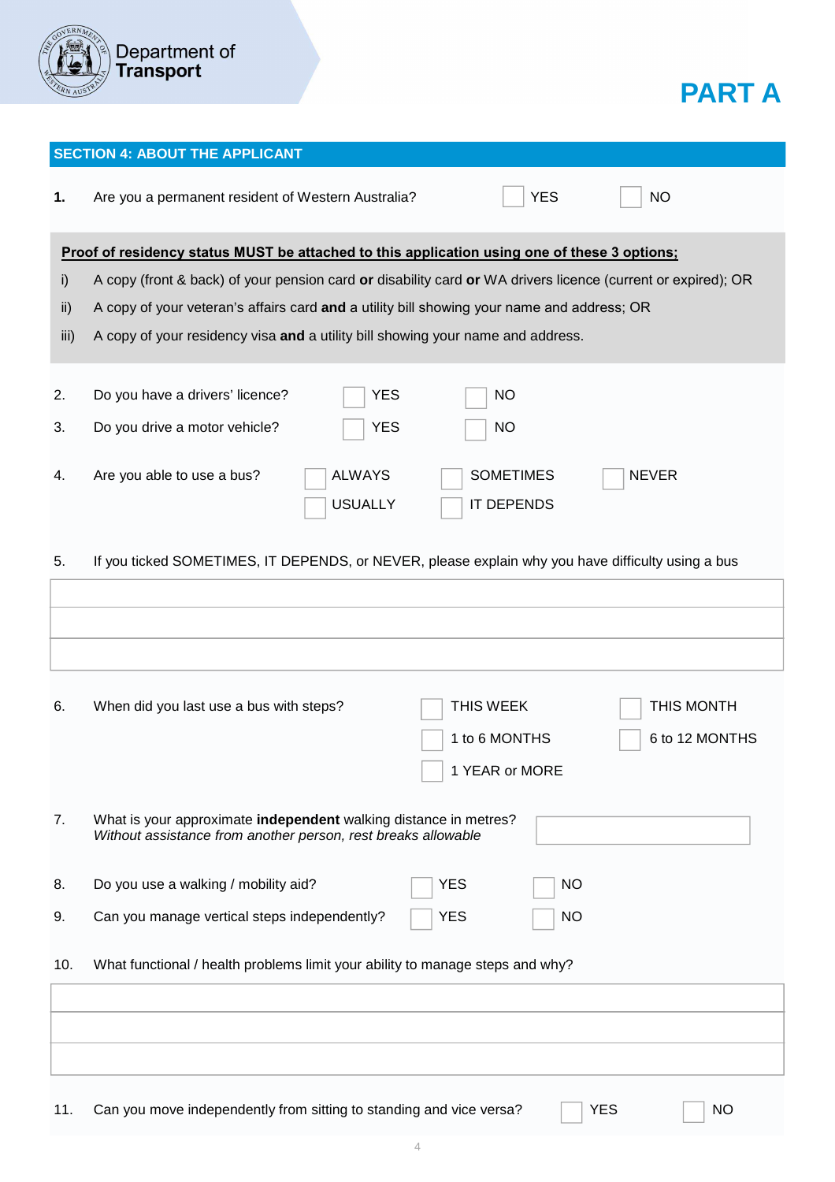Department of Transport

# PART A

## SECTION 4: ABOUT THE APPLICANT

**1.** Are you a permanent resident of Western Australia? ☐ YES ☐ NO

**Proof of residency status MUST be attached to this application using one of these 3 options;**

i) A copy (front & back) of your pension card **or** disability card **or** WA drivers licence (current or expired); OR

ii) A copy of your veteran's affairs card **and** a utility bill showing your name and address; OR

iii) A copy of your residency visa **and** a utility bill showing your name and address.

2. Do you have a drivers' licence? ☐ YES ☐ NO

3. Do you drive a motor vehicle? ☐ YES ☐ NO

4. Are you able to use a bus? ☐ ALWAYS ☐ SOMETIMES ☐ NEVER ☐ USUALLY ☐ IT DEPENDS

5. If you ticked SOMETIMES, IT DEPENDS, or NEVER, please explain why you have difficulty using a bus

| |
|---|
| |
| |
| |

6. When did you last use a bus with steps? ☐ THIS WEEK ☐ THIS MONTH ☐ 1 to 6 MONTHS ☐ 6 to 12 MONTHS ☐ 1 YEAR or MORE

7. What is your approximate **independent** walking distance in metres?
*Without assistance from another person, rest breaks allowable*

8. Do you use a walking / mobility aid? ☐ YES ☐ NO

9. Can you manage vertical steps independently? ☐ YES ☐ NO

10. What functional / health problems limit your ability to manage steps and why?

| |
|---|
| |
| |
| |

11. Can you move independently from sitting to standing and vice versa? ☐ YES ☐ NO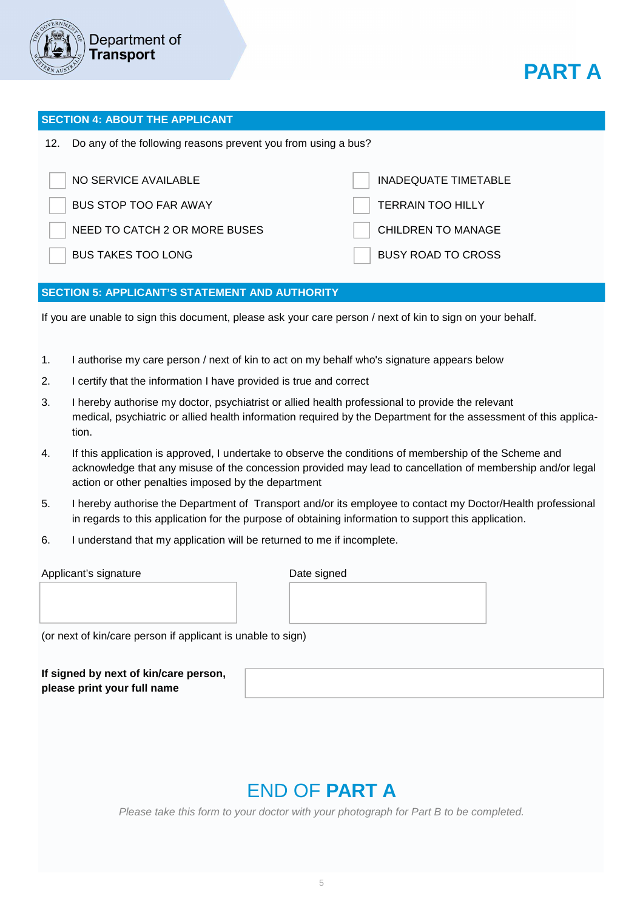Department of Transport

# PART A

## SECTION 4: ABOUT THE APPLICANT

12. Do any of the following reasons prevent you from using a bus?

- ☐ NO SERVICE AVAILABLE
- ☐ BUS STOP TOO FAR AWAY
- ☐ NEED TO CATCH 2 OR MORE BUSES
- ☐ BUS TAKES TOO LONG
- ☐ INADEQUATE TIMETABLE
- ☐ TERRAIN TOO HILLY
- ☐ CHILDREN TO MANAGE
- ☐ BUSY ROAD TO CROSS

## SECTION 5: APPLICANT'S STATEMENT AND AUTHORITY

If you are unable to sign this document, please ask your care person / next of kin to sign on your behalf.

1. I authorise my care person / next of kin to act on my behalf who's signature appears below
2. I certify that the information I have provided is true and correct
3. I hereby authorise my doctor, psychiatrist or allied health professional to provide the relevant medical, psychiatric or allied health information required by the Department for the assessment of this application.
4. If this application is approved, I undertake to observe the conditions of membership of the Scheme and acknowledge that any misuse of the concession provided may lead to cancellation of membership and/or legal action or other penalties imposed by the department
5. I hereby authorise the Department of Transport and/or its employee to contact my Doctor/Health professional in regards to this application for the purpose of obtaining information to support this application.
6. I understand that my application will be returned to me if incomplete.

| Applicant's signature | Date signed |
| --- | --- |
| | |

(or next of kin/care person if applicant is unable to sign)

| **If signed by next of kin/care person, please print your full name** | |
| --- | --- |

# END OF **PART A**

*Please take this form to your doctor with your photograph for Part B to be completed.*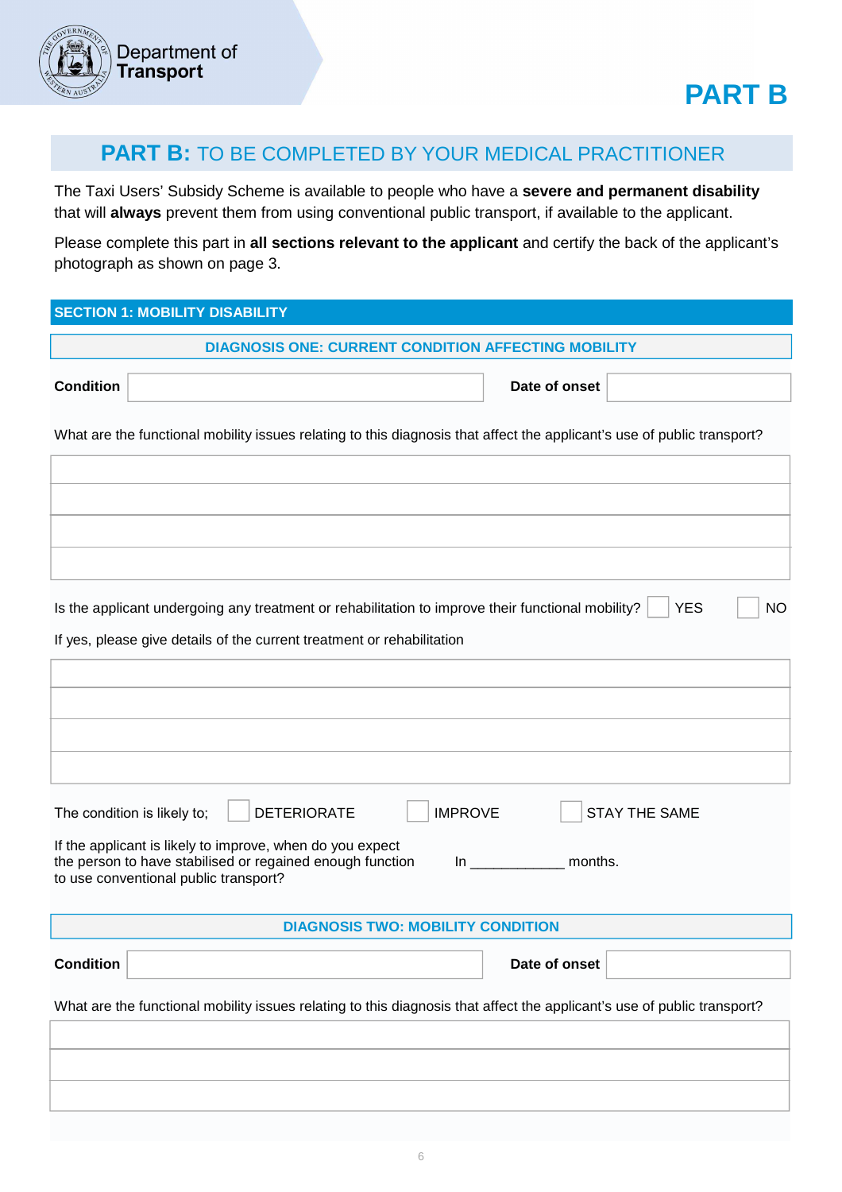Department of Transport

# PART B

## PART B: TO BE COMPLETED BY YOUR MEDICAL PRACTITIONER

The Taxi Users' Subsidy Scheme is available to people who have a **severe and permanent disability** that will **always** prevent them from using conventional public transport, if available to the applicant.

Please complete this part in **all sections relevant to the applicant** and certify the back of the applicant's photograph as shown on page 3.

### SECTION 1: MOBILITY DISABILITY

#### DIAGNOSIS ONE: CURRENT CONDITION AFFECTING MOBILITY

**Condition** ______________________ **Date of onset** ______________

What are the functional mobility issues relating to this diagnosis that affect the applicant's use of public transport?

|  |
|---|
|  |
|  |
|  |
|  |

Is the applicant undergoing any treatment or rehabilitation to improve their functional mobility? ☐ YES ☐ NO

If yes, please give details of the current treatment or rehabilitation

|  |
|---|
|  |
|  |
|  |
|  |

The condition is likely to; ☐ DETERIORATE ☐ IMPROVE ☐ STAY THE SAME

If the applicant is likely to improve, when do you expect the person to have stabilised or regained enough function to use conventional public transport? In ___________ months.

#### DIAGNOSIS TWO: MOBILITY CONDITION

**Condition** ______________________ **Date of onset** ______________

What are the functional mobility issues relating to this diagnosis that affect the applicant's use of public transport?

|  |
|---|
|  |
|  |
|  |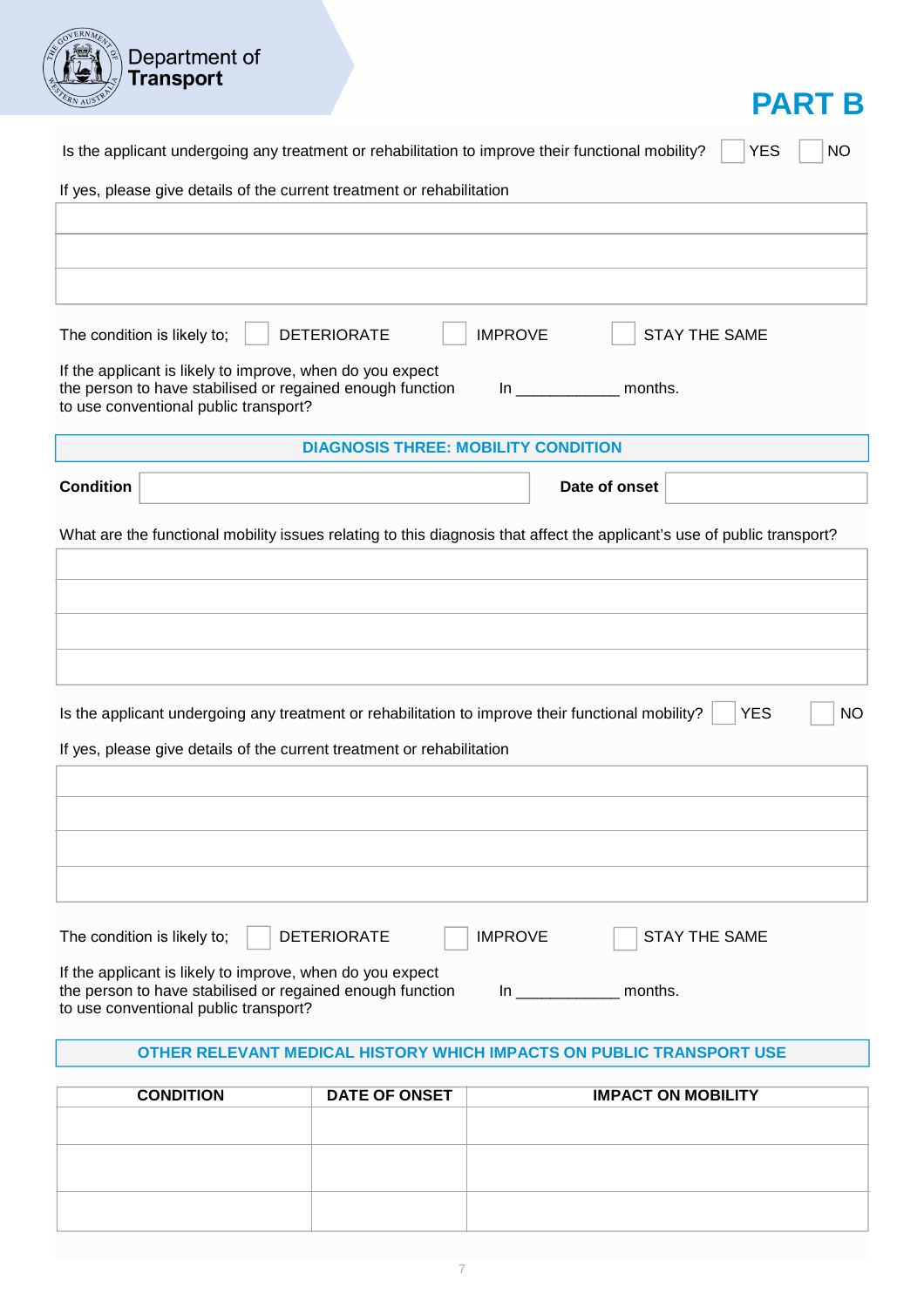# PART B

Is the applicant undergoing any treatment or rehabilitation to improve their functional mobility? ☐ YES ☐ NO

If yes, please give details of the current treatment or rehabilitation

| |
|---|
| |
| |
| |

The condition is likely to; ☐ DETERIORATE ☐ IMPROVE ☐ STAY THE SAME

If the applicant is likely to improve, when do you expect the person to have stabilised or regained enough function to use conventional public transport? In ___________ months.

## DIAGNOSIS THREE: MOBILITY CONDITION

**Condition** ____________________ **Date of onset** ____________

What are the functional mobility issues relating to this diagnosis that affect the applicant's use of public transport?

| |
|---|
| |
| |
| |
| |

Is the applicant undergoing any treatment or rehabilitation to improve their functional mobility? ☐ YES ☐ NO

If yes, please give details of the current treatment or rehabilitation

| |
|---|
| |
| |
| |
| |

The condition is likely to; ☐ DETERIORATE ☐ IMPROVE ☐ STAY THE SAME

If the applicant is likely to improve, when do you expect the person to have stabilised or regained enough function to use conventional public transport? In ___________ months.

## OTHER RELEVANT MEDICAL HISTORY WHICH IMPACTS ON PUBLIC TRANSPORT USE

| CONDITION | DATE OF ONSET | IMPACT ON MOBILITY |
|---|---|---|
| | | |
| | | |
| | | |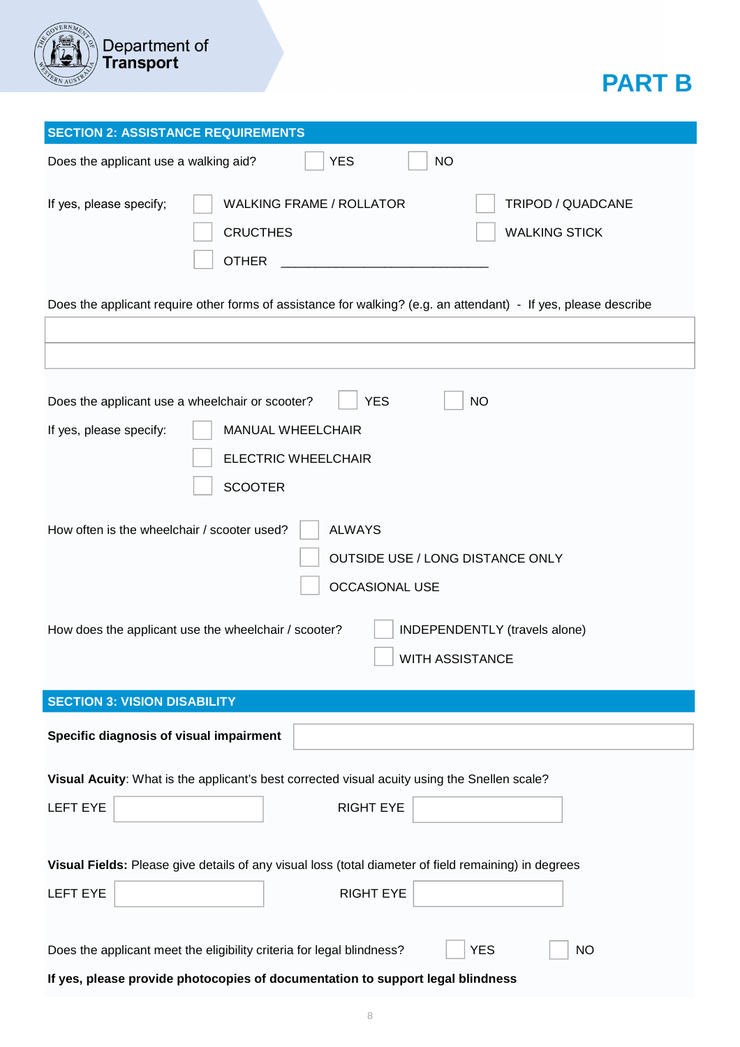Department of Transport

# PART B

## SECTION 2: ASSISTANCE REQUIREMENTS

Does the applicant use a walking aid? ☐ YES ☐ NO

If yes, please specify;
- ☐ WALKING FRAME / ROLLATOR
- ☐ TRIPOD / QUADCANE
- ☐ CRUCTHES
- ☐ WALKING STICK
- ☐ OTHER ______________________________

Does the applicant require other forms of assistance for walking? (e.g. an attendant) - If yes, please describe

| |
|---|
| |
| |

Does the applicant use a wheelchair or scooter? ☐ YES ☐ NO

If yes, please specify:
- ☐ MANUAL WHEELCHAIR
- ☐ ELECTRIC WHEELCHAIR
- ☐ SCOOTER

How often is the wheelchair / scooter used?
- ☐ ALWAYS
- ☐ OUTSIDE USE / LONG DISTANCE ONLY
- ☐ OCCASIONAL USE

How does the applicant use the wheelchair / scooter?
- ☐ INDEPENDENTLY (travels alone)
- ☐ WITH ASSISTANCE

## SECTION 3: VISION DISABILITY

**Specific diagnosis of visual impairment** ______________________________

**Visual Acuity**: What is the applicant's best corrected visual acuity using the Snellen scale?

LEFT EYE ____________ RIGHT EYE ____________

**Visual Fields:** Please give details of any visual loss (total diameter of field remaining) in degrees

LEFT EYE ____________ RIGHT EYE ____________

Does the applicant meet the eligibility criteria for legal blindness? ☐ YES ☐ NO

**If yes, please provide photocopies of documentation to support legal blindness**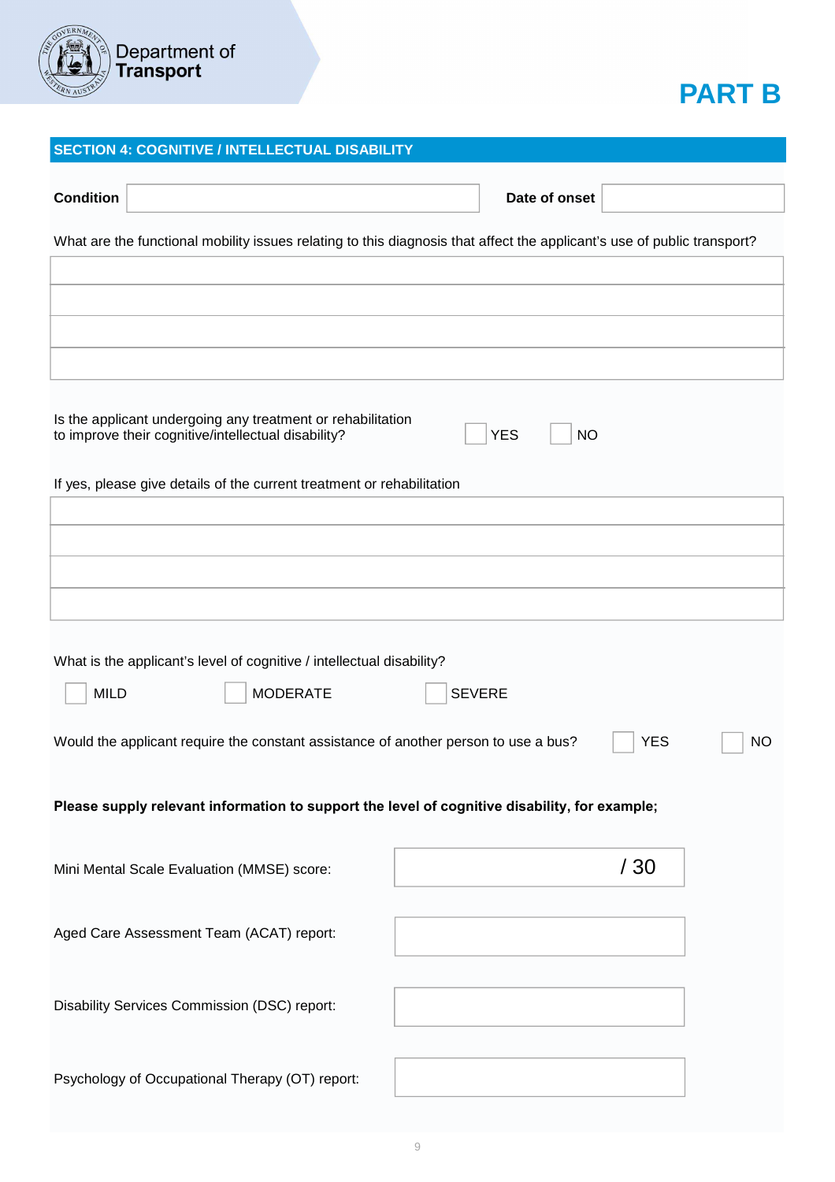Department of Transport

# PART B

## SECTION 4: COGNITIVE / INTELLECTUAL DISABILITY

**Condition** ______________________ **Date of onset** ______________

What are the functional mobility issues relating to this diagnosis that affect the applicant's use of public transport?

Is the applicant undergoing any treatment or rehabilitation to improve their cognitive/intellectual disability? ☐ YES ☐ NO

If yes, please give details of the current treatment or rehabilitation

What is the applicant's level of cognitive / intellectual disability?

☐ MILD ☐ MODERATE ☐ SEVERE

Would the applicant require the constant assistance of another person to use a bus? ☐ YES ☐ NO

**Please supply relevant information to support the level of cognitive disability, for example;**

Mini Mental Scale Evaluation (MMSE) score: ______ / 30

Aged Care Assessment Team (ACAT) report: ______________

Disability Services Commission (DSC) report: ______________

Psychology of Occupational Therapy (OT) report: ______________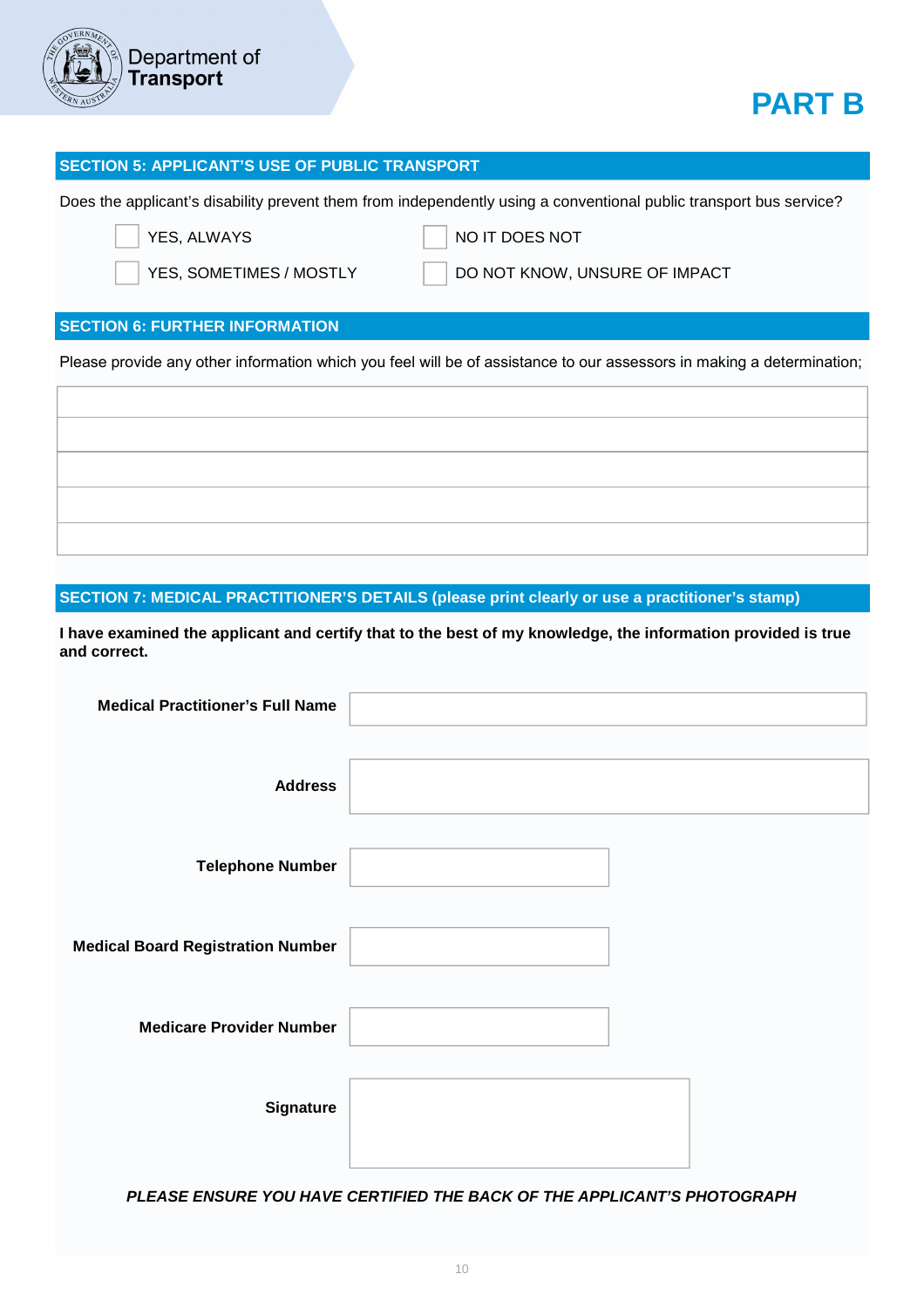Department of Transport

# PART B

## SECTION 5: APPLICANT'S USE OF PUBLIC TRANSPORT

Does the applicant's disability prevent them from independently using a conventional public transport bus service?

- ☐ YES, ALWAYS
- ☐ NO IT DOES NOT
- ☐ YES, SOMETIMES / MOSTLY
- ☐ DO NOT KNOW, UNSURE OF IMPACT

## SECTION 6: FURTHER INFORMATION

Please provide any other information which you feel will be of assistance to our assessors in making a determination;

| |
|---|
| |
| |
| |
| |
| |

## SECTION 7: MEDICAL PRACTITIONER'S DETAILS (please print clearly or use a practitioner's stamp)

**I have examined the applicant and certify that to the best of my knowledge, the information provided is true and correct.**

| | |
|---|---|
| **Medical Practitioner's Full Name** | |
| **Address** | |
| **Telephone Number** | |
| **Medical Board Registration Number** | |
| **Medicare Provider Number** | |
| **Signature** | |

***PLEASE ENSURE YOU HAVE CERTIFIED THE BACK OF THE APPLICANT'S PHOTOGRAPH***